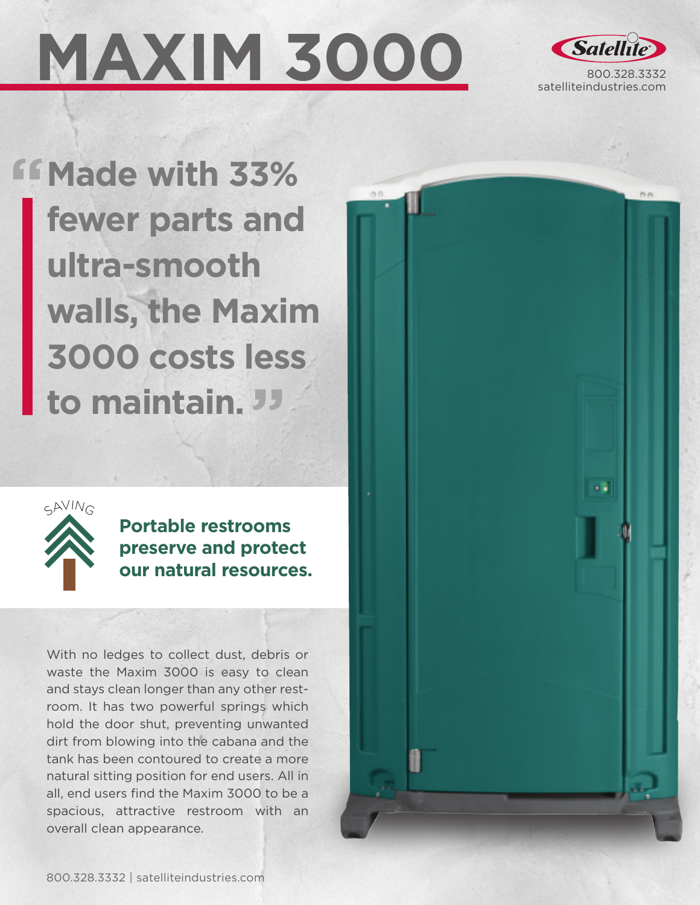# MAXIM 3000

Satellite
800.328.3332
satelliteindustries.com

> **"Made with 33% fewer parts and ultra-smooth walls, the Maxim 3000 costs less to maintain."**

SAVING

**Portable restrooms preserve and protect our natural resources.**

With no ledges to collect dust, debris or waste the Maxim 3000 is easy to clean and stays clean longer than any other restroom. It has two powerful springs which hold the door shut, preventing unwanted dirt from blowing into the cabana and the tank has been contoured to create a more natural sitting position for end users. All in all, end users find the Maxim 3000 to be a spacious, attractive restroom with an overall clean appearance.

800.328.3332 | satelliteindustries.com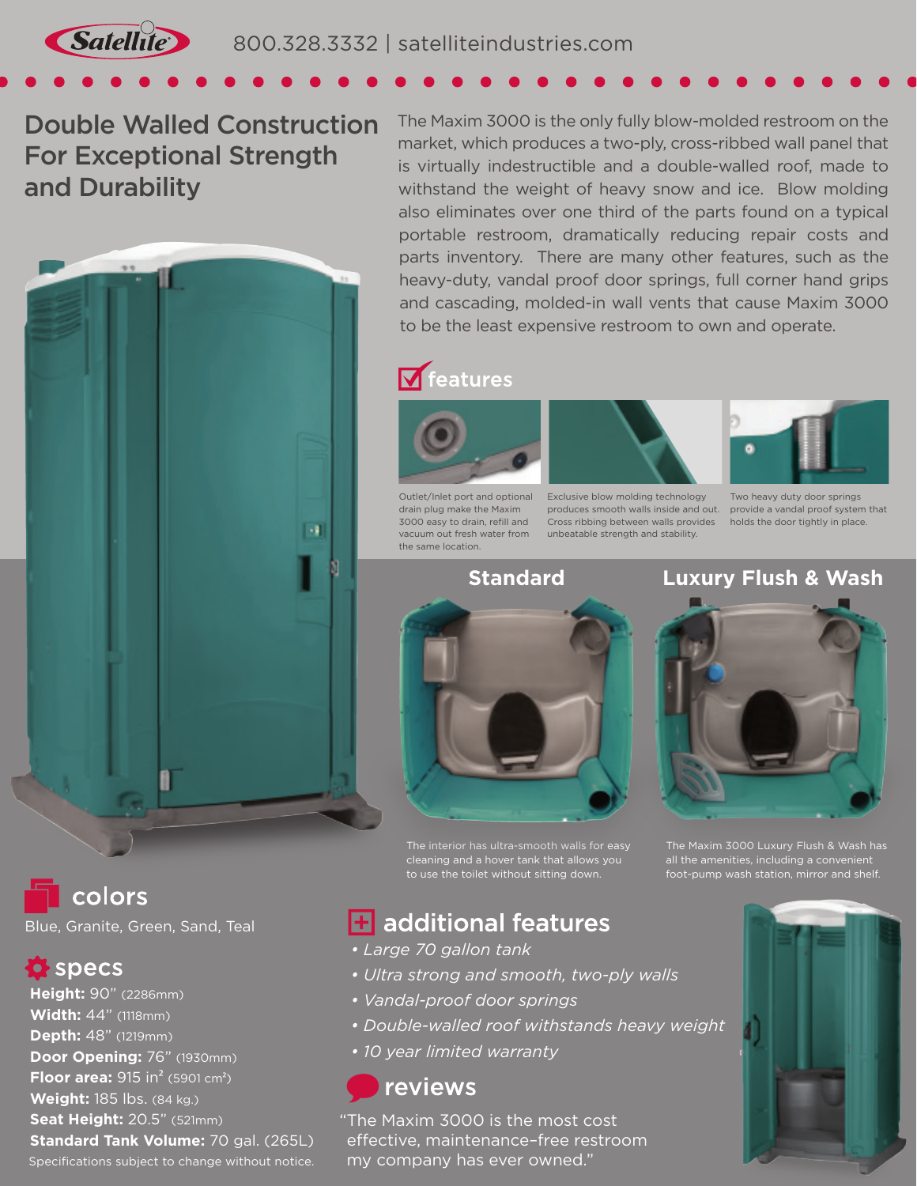800.328.3332 | satelliteindustries.com

## Double Walled Construction For Exceptional Strength and Durability

The Maxim 3000 is the only fully blow-molded restroom on the market, which produces a two-ply, cross-ribbed wall panel that is virtually indestructible and a double-walled roof, made to withstand the weight of heavy snow and ice. Blow molding also eliminates over one third of the parts found on a typical portable restroom, dramatically reducing repair costs and parts inventory. There are many other features, such as the heavy-duty, vandal proof door springs, full corner hand grips and cascading, molded-in wall vents that cause Maxim 3000 to be the least expensive restroom to own and operate.

### features

Outlet/Inlet port and optional drain plug make the Maxim 3000 easy to drain, refill and vacuum out fresh water from the same location.

Exclusive blow molding technology produces smooth walls inside and out. Cross ribbing between walls provides unbeatable strength and stability.

Two heavy duty door springs provide a vandal proof system that holds the door tightly in place.

### Standard

The interior has ultra-smooth walls for easy cleaning and a hover tank that allows you to use the toilet without sitting down.

### Luxury Flush & Wash

The Maxim 3000 Luxury Flush & Wash has all the amenities, including a convenient foot-pump wash station, mirror and shelf.

### colors

Blue, Granite, Green, Sand, Teal

### specs

**Height:** 90" (2286mm)
**Width:** 44" (1118mm)
**Depth:** 48" (1219mm)
**Door Opening:** 76" (1930mm)
**Floor area:** 915 in² (5901 cm²)
**Weight:** 185 lbs. (84 kg.)
**Seat Height:** 20.5" (521mm)
**Standard Tank Volume:** 70 gal. (265L)
Specifications subject to change without notice.

### additional features

- *Large 70 gallon tank*
- *Ultra strong and smooth, two-ply walls*
- *Vandal-proof door springs*
- *Double-walled roof withstands heavy weight*
- *10 year limited warranty*

### reviews

"The Maxim 3000 is the most cost effective, maintenance-free restroom my company has ever owned."